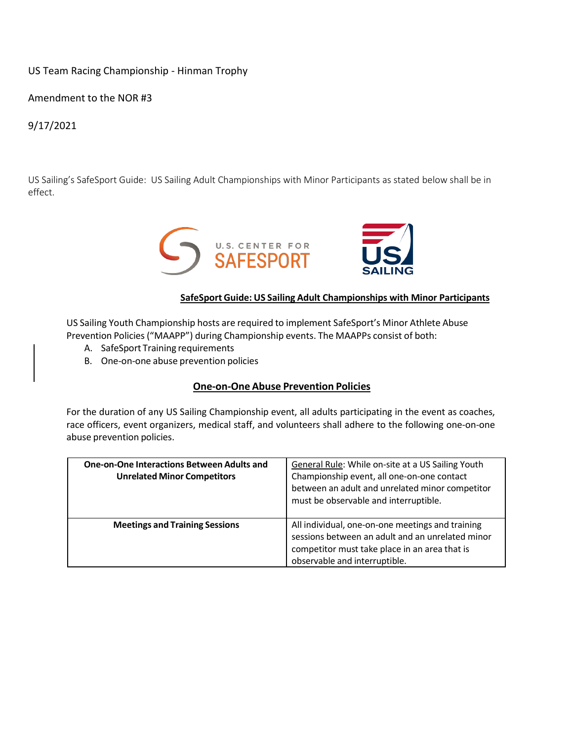US Team Racing Championship - Hinman Trophy

Amendment to the NOR #3

9/17/2021

US Sailing's SafeSport Guide: US Sailing Adult Championships with Minor Participants as stated below shall be in effect.

**SafeSport Guide: US Sailing Adult Championships with Minor Participants**

US Sailing Youth Championship hosts are required to implement SafeSport's Minor Athlete Abuse Prevention Policies ("MAAPP") during Championship events. The MAAPPs consist of both:

A. SafeSport Training requirements
B. One-on-one abuse prevention policies

## One-on-One Abuse Prevention Policies

For the duration of any US Sailing Championship event, all adults participating in the event as coaches, race officers, event organizers, medical staff, and volunteers shall adhere to the following one-on-one abuse prevention policies.

| **One-on-One Interactions Between Adults and Unrelated Minor Competitors** | General Rule: While on-site at a US Sailing Youth Championship event, all one-on-one contact between an adult and unrelated minor competitor must be observable and interruptible. |
|---|---|
| **Meetings and Training Sessions** | All individual, one-on-one meetings and training sessions between an adult and an unrelated minor competitor must take place in an area that is observable and interruptible. |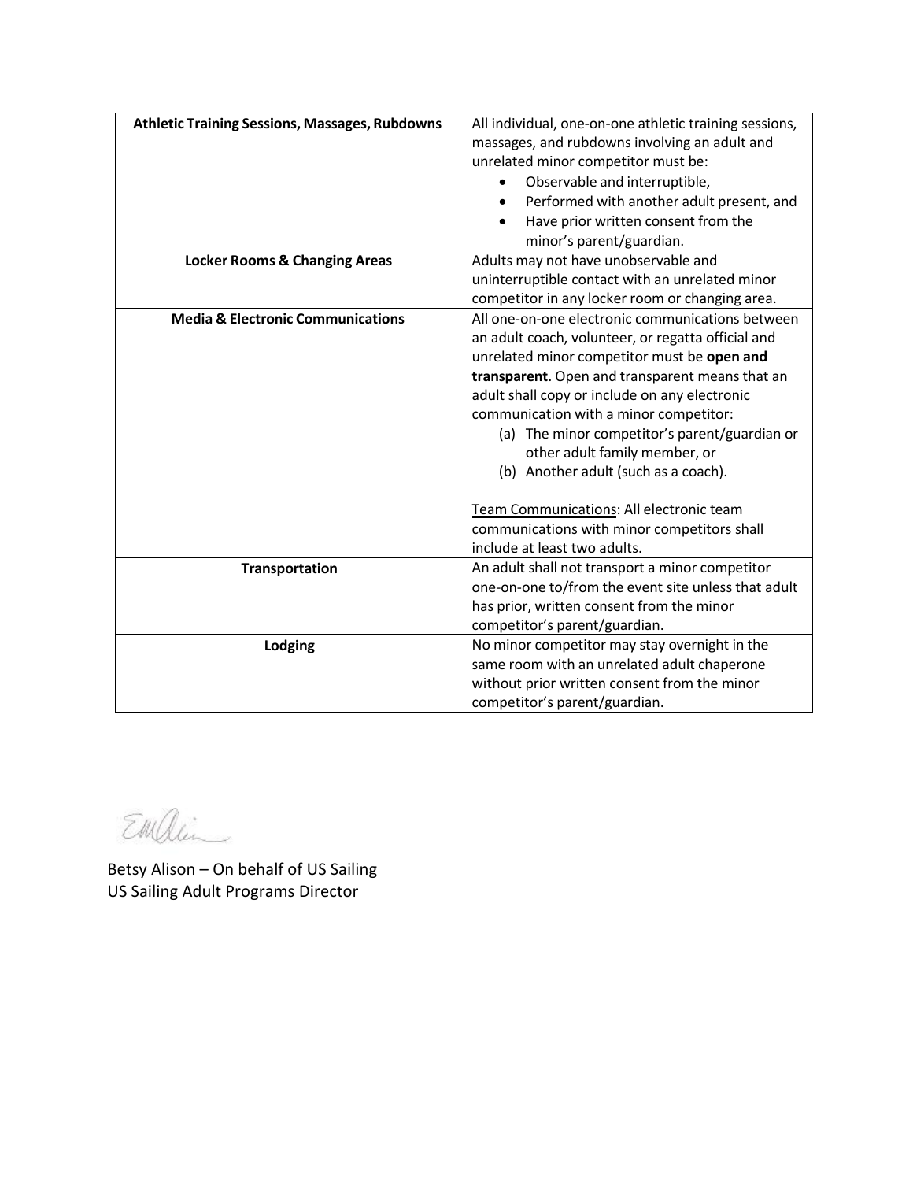| | |
|---|---|
| **Athletic Training Sessions, Massages, Rubdowns** | All individual, one-on-one athletic training sessions, massages, and rubdowns involving an adult and unrelated minor competitor must be:<br>• Observable and interruptible,<br>• Performed with another adult present, and<br>• Have prior written consent from the minor's parent/guardian. |
| **Locker Rooms & Changing Areas** | Adults may not have unobservable and uninterruptible contact with an unrelated minor competitor in any locker room or changing area. |
| **Media & Electronic Communications** | All one-on-one electronic communications between an adult coach, volunteer, or regatta official and unrelated minor competitor must be **open and transparent**. Open and transparent means that an adult shall copy or include on any electronic communication with a minor competitor:<br>(a) The minor competitor's parent/guardian or other adult family member, or<br>(b) Another adult (such as a coach).<br><br>Team Communications: All electronic team communications with minor competitors shall include at least two adults. |
| **Transportation** | An adult shall not transport a minor competitor one-on-one to/from the event site unless that adult has prior, written consent from the minor competitor's parent/guardian. |
| **Lodging** | No minor competitor may stay overnight in the same room with an unrelated adult chaperone without prior written consent from the minor competitor's parent/guardian. |

Betsy Alison – On behalf of US Sailing
US Sailing Adult Programs Director